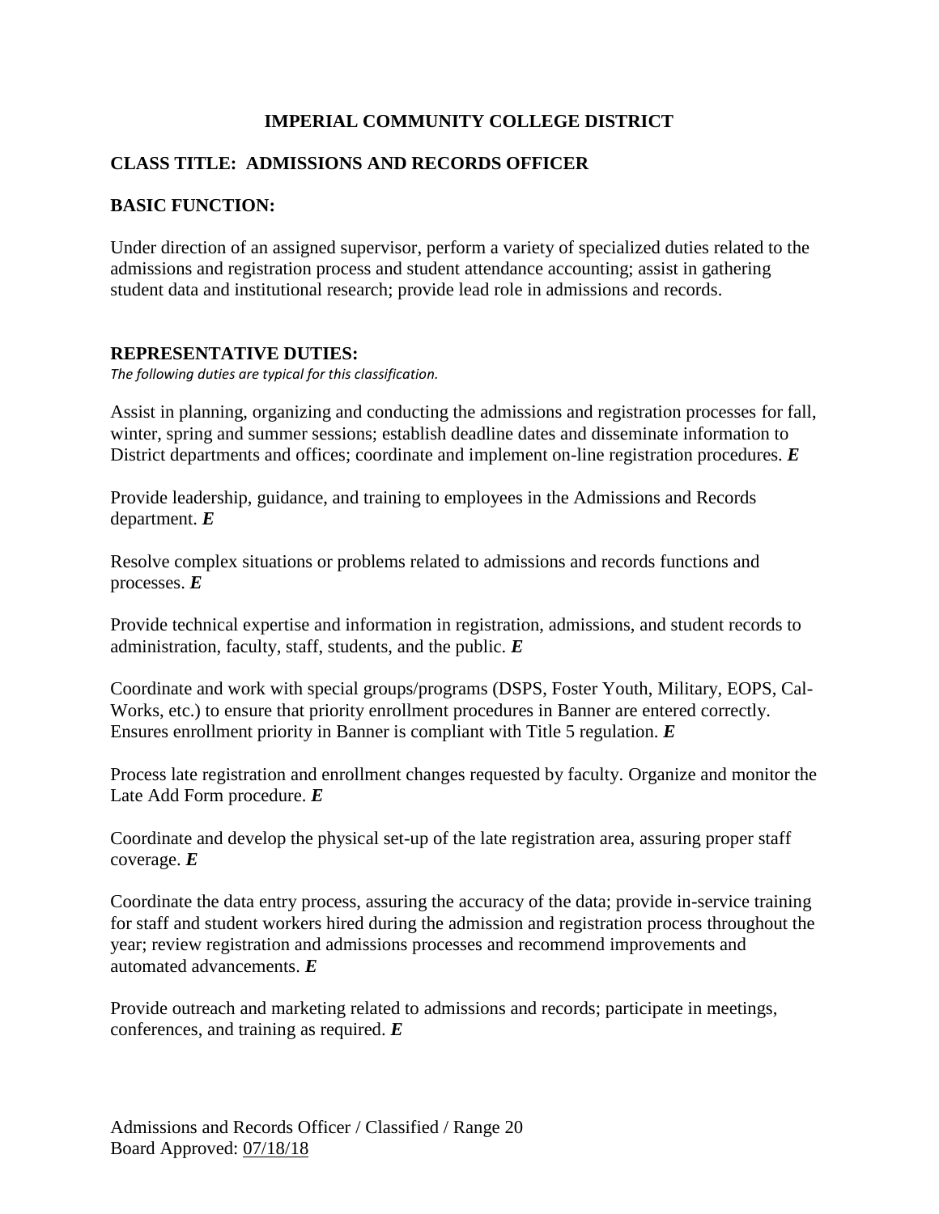# IMPERIAL COMMUNITY COLLEGE DISTRICT

## CLASS TITLE: ADMISSIONS AND RECORDS OFFICER

## BASIC FUNCTION:

Under direction of an assigned supervisor, perform a variety of specialized duties related to the admissions and registration process and student attendance accounting; assist in gathering student data and institutional research; provide lead role in admissions and records.

## REPRESENTATIVE DUTIES:

*The following duties are typical for this classification.*

Assist in planning, organizing and conducting the admissions and registration processes for fall, winter, spring and summer sessions; establish deadline dates and disseminate information to District departments and offices; coordinate and implement on-line registration procedures. ***E***

Provide leadership, guidance, and training to employees in the Admissions and Records department. ***E***

Resolve complex situations or problems related to admissions and records functions and processes. ***E***

Provide technical expertise and information in registration, admissions, and student records to administration, faculty, staff, students, and the public. ***E***

Coordinate and work with special groups/programs (DSPS, Foster Youth, Military, EOPS, Cal-Works, etc.) to ensure that priority enrollment procedures in Banner are entered correctly. Ensures enrollment priority in Banner is compliant with Title 5 regulation. ***E***

Process late registration and enrollment changes requested by faculty. Organize and monitor the Late Add Form procedure. ***E***

Coordinate and develop the physical set-up of the late registration area, assuring proper staff coverage. ***E***

Coordinate the data entry process, assuring the accuracy of the data; provide in-service training for staff and student workers hired during the admission and registration process throughout the year; review registration and admissions processes and recommend improvements and automated advancements. ***E***

Provide outreach and marketing related to admissions and records; participate in meetings, conferences, and training as required. ***E***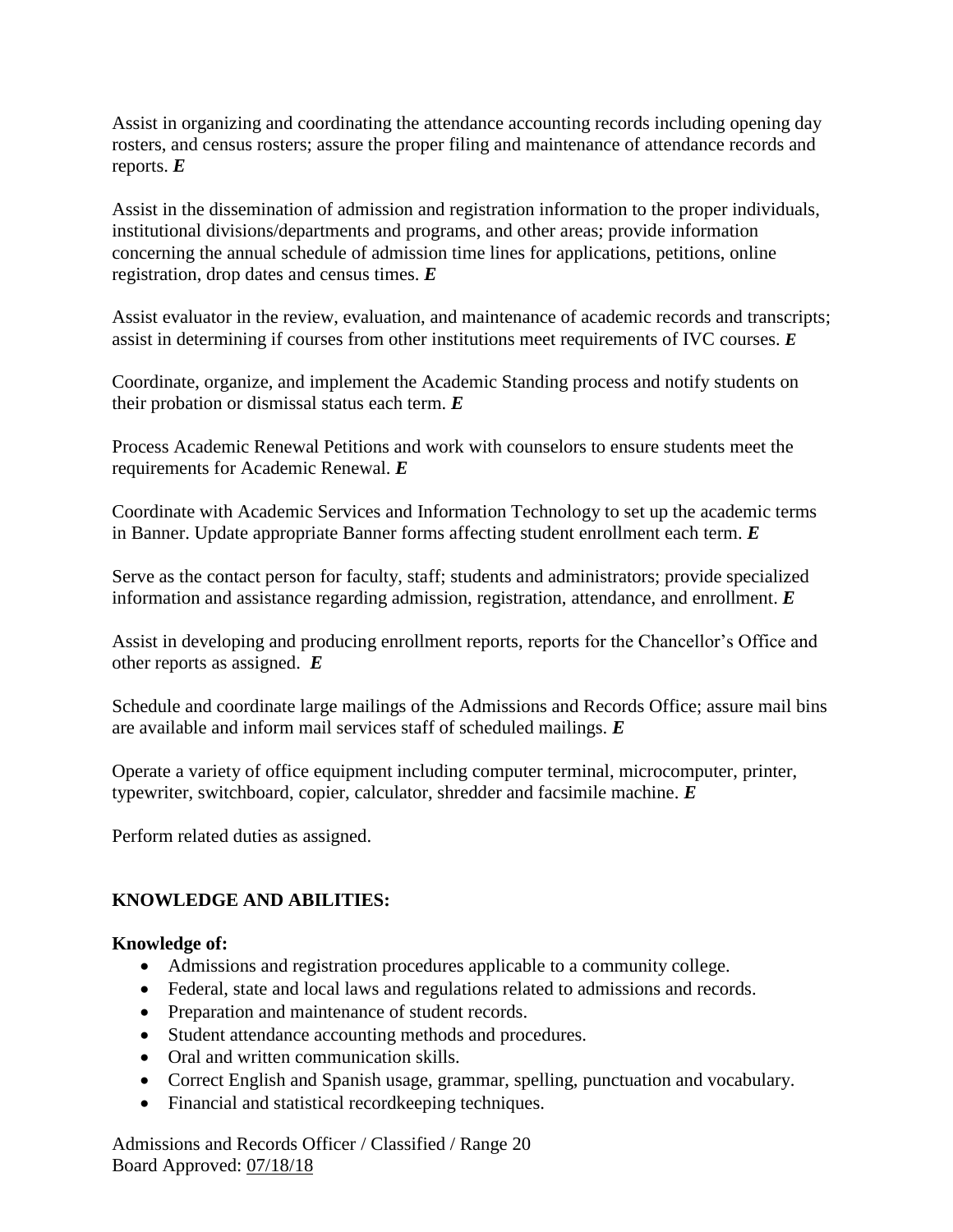Assist in organizing and coordinating the attendance accounting records including opening day rosters, and census rosters; assure the proper filing and maintenance of attendance records and reports. ***E***

Assist in the dissemination of admission and registration information to the proper individuals, institutional divisions/departments and programs, and other areas; provide information concerning the annual schedule of admission time lines for applications, petitions, online registration, drop dates and census times. ***E***

Assist evaluator in the review, evaluation, and maintenance of academic records and transcripts; assist in determining if courses from other institutions meet requirements of IVC courses. ***E***

Coordinate, organize, and implement the Academic Standing process and notify students on their probation or dismissal status each term. ***E***

Process Academic Renewal Petitions and work with counselors to ensure students meet the requirements for Academic Renewal. ***E***

Coordinate with Academic Services and Information Technology to set up the academic terms in Banner. Update appropriate Banner forms affecting student enrollment each term. ***E***

Serve as the contact person for faculty, staff; students and administrators; provide specialized information and assistance regarding admission, registration, attendance, and enrollment. ***E***

Assist in developing and producing enrollment reports, reports for the Chancellor's Office and other reports as assigned. ***E***

Schedule and coordinate large mailings of the Admissions and Records Office; assure mail bins are available and inform mail services staff of scheduled mailings. ***E***

Operate a variety of office equipment including computer terminal, microcomputer, printer, typewriter, switchboard, copier, calculator, shredder and facsimile machine. ***E***

Perform related duties as assigned.

**KNOWLEDGE AND ABILITIES:**

**Knowledge of:**

- Admissions and registration procedures applicable to a community college.
- Federal, state and local laws and regulations related to admissions and records.
- Preparation and maintenance of student records.
- Student attendance accounting methods and procedures.
- Oral and written communication skills.
- Correct English and Spanish usage, grammar, spelling, punctuation and vocabulary.
- Financial and statistical recordkeeping techniques.

Admissions and Records Officer / Classified / Range 20
Board Approved: 07/18/18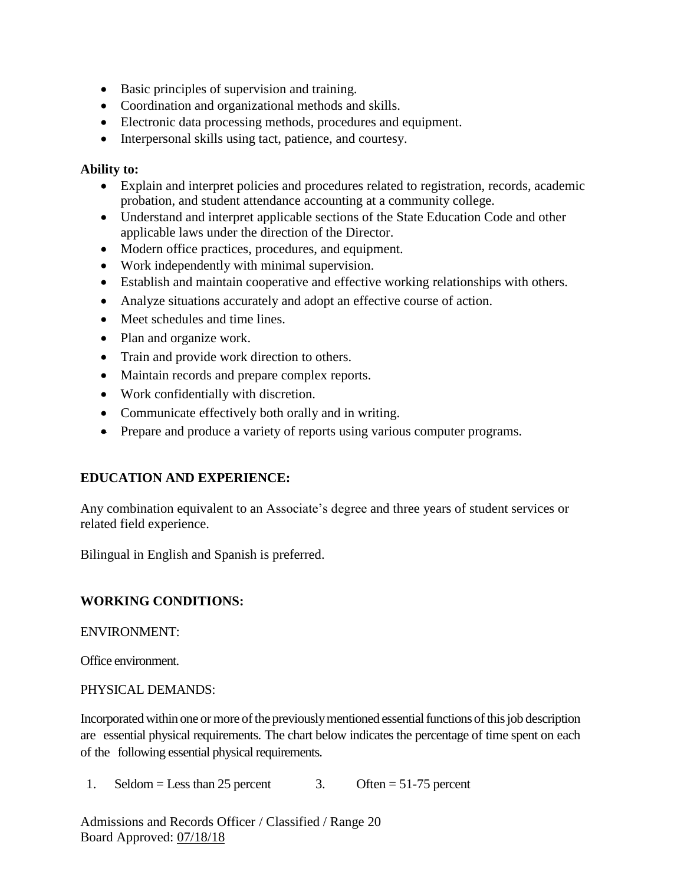- Basic principles of supervision and training.
- Coordination and organizational methods and skills.
- Electronic data processing methods, procedures and equipment.
- Interpersonal skills using tact, patience, and courtesy.

**Ability to:**

- Explain and interpret policies and procedures related to registration, records, academic probation, and student attendance accounting at a community college.
- Understand and interpret applicable sections of the State Education Code and other applicable laws under the direction of the Director.
- Modern office practices, procedures, and equipment.
- Work independently with minimal supervision.
- Establish and maintain cooperative and effective working relationships with others.
- Analyze situations accurately and adopt an effective course of action.
- Meet schedules and time lines.
- Plan and organize work.
- Train and provide work direction to others.
- Maintain records and prepare complex reports.
- Work confidentially with discretion.
- Communicate effectively both orally and in writing.
- Prepare and produce a variety of reports using various computer programs.

## EDUCATION AND EXPERIENCE:

Any combination equivalent to an Associate's degree and three years of student services or related field experience.

Bilingual in English and Spanish is preferred.

## WORKING CONDITIONS:

ENVIRONMENT:

Office environment.

PHYSICAL DEMANDS:

Incorporated within one or more of the previously mentioned essential functions of this job description are essential physical requirements. The chart below indicates the percentage of time spent on each of the following essential physical requirements.

1. Seldom = Less than 25 percent
3. Often = 51-75 percent

Admissions and Records Officer / Classified / Range 20
Board Approved: 07/18/18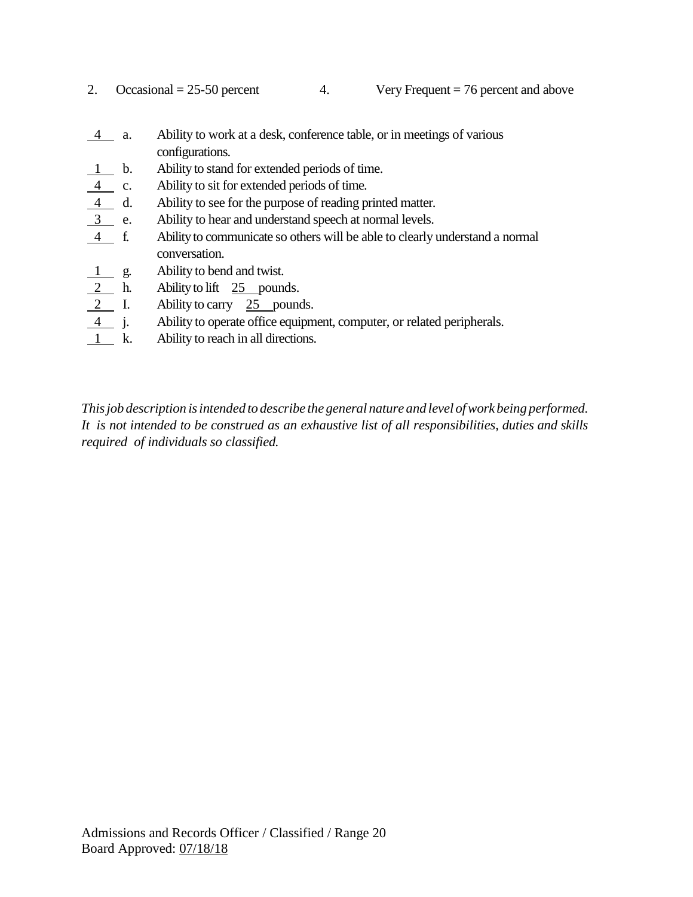2. Occasional = 25-50 percent  4. Very Frequent = 76 percent and above

4 a. Ability to work at a desk, conference table, or in meetings of various configurations.
1 b. Ability to stand for extended periods of time.
4 c. Ability to sit for extended periods of time.
4 d. Ability to see for the purpose of reading printed matter.
3 e. Ability to hear and understand speech at normal levels.
4 f. Ability to communicate so others will be able to clearly understand a normal conversation.
1 g. Ability to bend and twist.
2 h. Ability to lift 25 pounds.
2 I. Ability to carry 25 pounds.
4 j. Ability to operate office equipment, computer, or related peripherals.
1 k. Ability to reach in all directions.

*This job description is intended to describe the general nature and level of work being performed. It is not intended to be construed as an exhaustive list of all responsibilities, duties and skills required of individuals so classified.*

Admissions and Records Officer / Classified / Range 20
Board Approved: 07/18/18